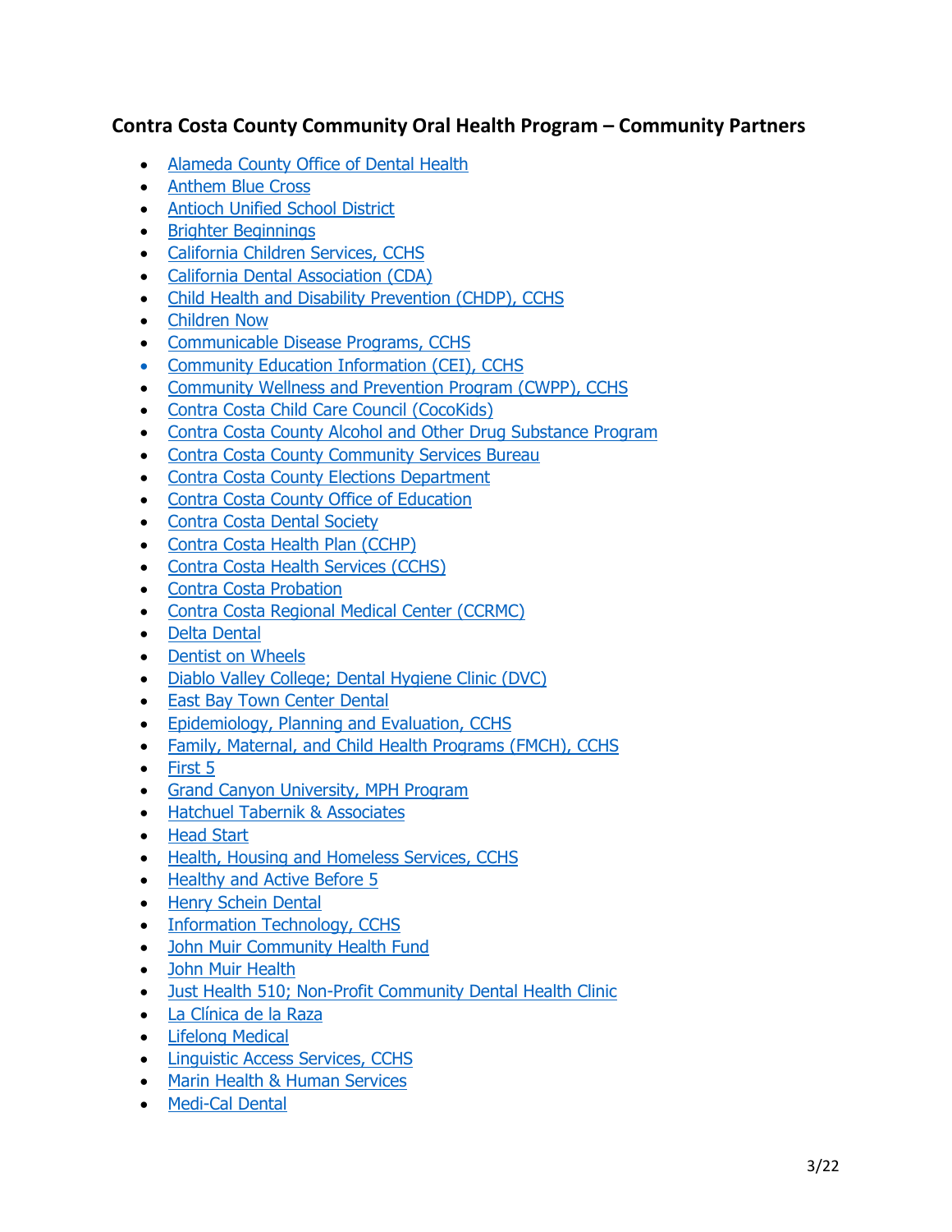## Contra Costa County Community Oral Health Program – Community Partners

- Alameda County Office of Dental Health
- Anthem Blue Cross
- Antioch Unified School District
- Brighter Beginnings
- California Children Services, CCHS
- California Dental Association (CDA)
- Child Health and Disability Prevention (CHDP), CCHS
- Children Now
- Communicable Disease Programs, CCHS
- Community Education Information (CEI), CCHS
- Community Wellness and Prevention Program (CWPP), CCHS
- Contra Costa Child Care Council (CocoKids)
- Contra Costa County Alcohol and Other Drug Substance Program
- Contra Costa County Community Services Bureau
- Contra Costa County Elections Department
- Contra Costa County Office of Education
- Contra Costa Dental Society
- Contra Costa Health Plan (CCHP)
- Contra Costa Health Services (CCHS)
- Contra Costa Probation
- Contra Costa Regional Medical Center (CCRMC)
- Delta Dental
- Dentist on Wheels
- Diablo Valley College; Dental Hygiene Clinic (DVC)
- East Bay Town Center Dental
- Epidemiology, Planning and Evaluation, CCHS
- Family, Maternal, and Child Health Programs (FMCH), CCHS
- First 5
- Grand Canyon University, MPH Program
- Hatchuel Tabernik & Associates
- Head Start
- Health, Housing and Homeless Services, CCHS
- Healthy and Active Before 5
- Henry Schein Dental
- Information Technology, CCHS
- John Muir Community Health Fund
- John Muir Health
- Just Health 510; Non-Profit Community Dental Health Clinic
- La Clínica de la Raza
- Lifelong Medical
- Linguistic Access Services, CCHS
- Marin Health & Human Services
- Medi-Cal Dental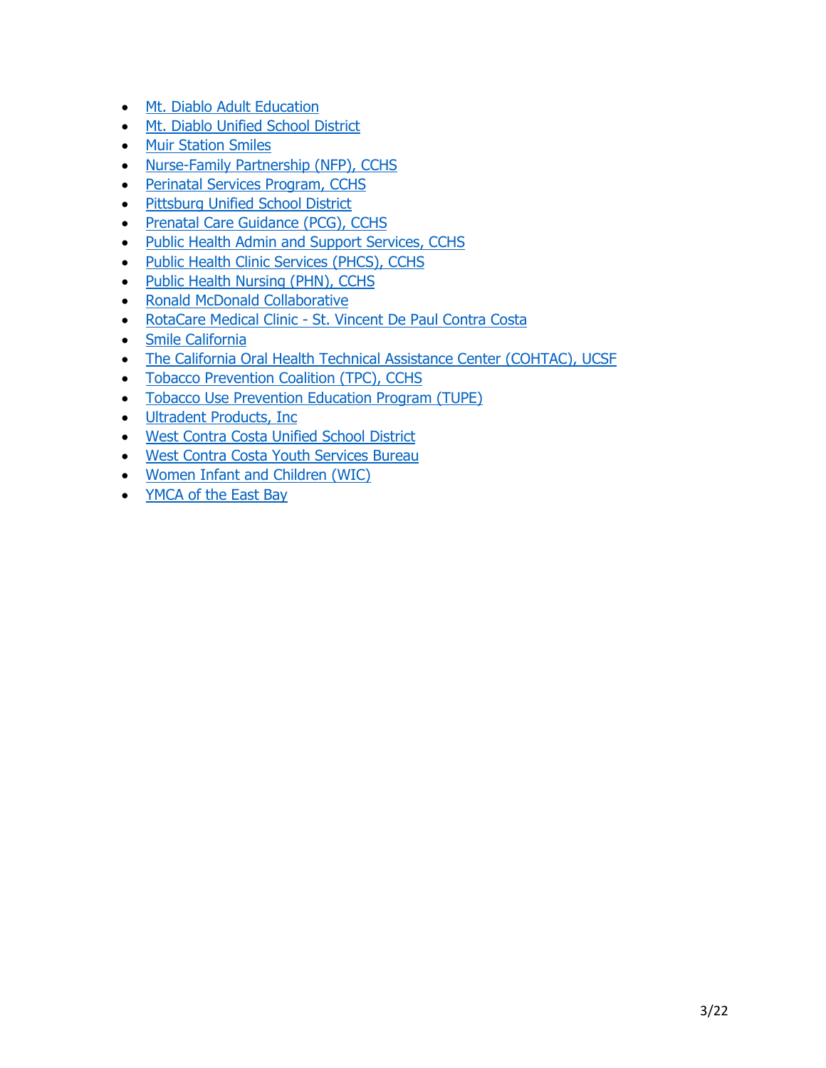- Mt. Diablo Adult Education
- Mt. Diablo Unified School District
- Muir Station Smiles
- Nurse-Family Partnership (NFP), CCHS
- Perinatal Services Program, CCHS
- Pittsburg Unified School District
- Prenatal Care Guidance (PCG), CCHS
- Public Health Admin and Support Services, CCHS
- Public Health Clinic Services (PHCS), CCHS
- Public Health Nursing (PHN), CCHS
- Ronald McDonald Collaborative
- RotaCare Medical Clinic - St. Vincent De Paul Contra Costa
- Smile California
- The California Oral Health Technical Assistance Center (COHTAC), UCSF
- Tobacco Prevention Coalition (TPC), CCHS
- Tobacco Use Prevention Education Program (TUPE)
- Ultradent Products, Inc
- West Contra Costa Unified School District
- West Contra Costa Youth Services Bureau
- Women Infant and Children (WIC)
- YMCA of the East Bay